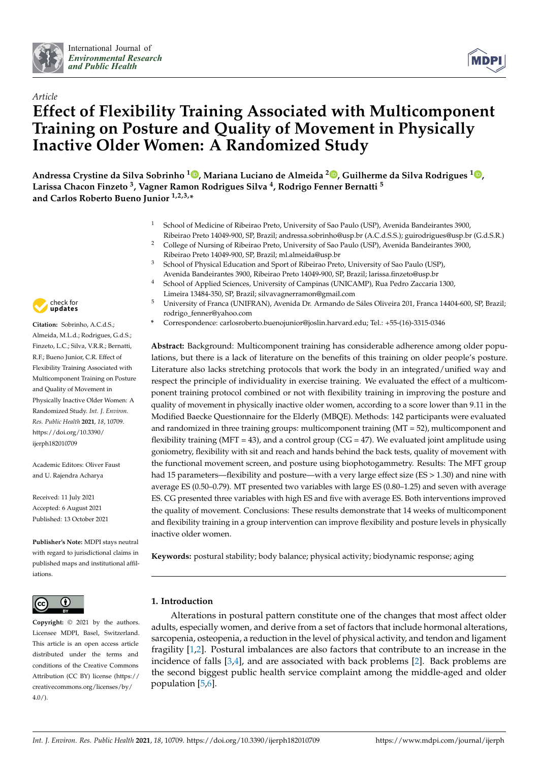*Article*

# Effect of Flexibility Training Associated with Multicomponent Training on Posture and Quality of Movement in Physically Inactive Older Women: A Randomized Study

**Andressa Crystine da Silva Sobrinho [1], Mariana Luciano de Almeida [2], Guilherme da Silva Rodrigues [1], Larissa Chacon Finzeto [3], Vagner Ramon Rodrigues Silva [4], Rodrigo Fenner Bernatti [5] and Carlos Roberto Bueno Junior [1,2,3,*]**

[1] School of Medicine of Ribeirao Preto, University of Sao Paulo (USP), Avenida Bandeirantes 3900, Ribeirao Preto 14049-900, SP, Brazil; andressa.sobrinho@usp.br (A.C.d.S.S.); guirodrigues@usp.br (G.d.S.R.)

[2] College of Nursing of Ribeirao Preto, University of Sao Paulo (USP), Avenida Bandeirantes 3900, Ribeirao Preto 14049-900, SP, Brazil; ml.almeida@usp.br

[3] School of Physical Education and Sport of Ribeirao Preto, University of Sao Paulo (USP), Avenida Bandeirantes 3900, Ribeirao Preto 14049-900, SP, Brazil; larissa.finzeto@usp.br

[4] School of Applied Sciences, University of Campinas (UNICAMP), Rua Pedro Zaccaria 1300, Limeira 13484-350, SP, Brazil; silvavagnerramon@gmail.com

[5] University of Franca (UNIFRAN), Avenida Dr. Armando de Sáles Oliveira 201, Franca 14404-600, SP, Brazil; rodrigo_fenner@yahoo.com

* Correspondence: carlosroberto.buenojunior@joslin.harvard.edu; Tel.: +55-(16)-3315-0346

**Citation:** Sobrinho, A.C.d.S.; Almeida, M.L.d.; Rodrigues, G.d.S.; Finzeto, L.C.; Silva, V.R.R.; Bernatti, R.F.; Bueno Junior, C.R. Effect of Flexibility Training Associated with Multicomponent Training on Posture and Quality of Movement in Physically Inactive Older Women: A Randomized Study. *Int. J. Environ. Res. Public Health* **2021**, *18*, 10709. https://doi.org/10.3390/ijerph182010709

Academic Editors: Oliver Faust and U. Rajendra Acharya

Received: 11 July 2021
Accepted: 6 August 2021
Published: 13 October 2021

**Publisher's Note:** MDPI stays neutral with regard to jurisdictional claims in published maps and institutional affiliations.

**Copyright:** © 2021 by the authors. Licensee MDPI, Basel, Switzerland. This article is an open access article distributed under the terms and conditions of the Creative Commons Attribution (CC BY) license (https://creativecommons.org/licenses/by/4.0/).

**Abstract:** Background: Multicomponent training has considerable adherence among older populations, but there is a lack of literature on the benefits of this training on older people's posture. Literature also lacks stretching protocols that work the body in an integrated/unified way and respect the principle of individuality in exercise training. We evaluated the effect of a multicomponent training protocol combined or not with flexibility training in improving the posture and quality of movement in physically inactive older women, according to a score lower than 9.11 in the Modified Baecke Questionnaire for the Elderly (MBQE). Methods: 142 participants were evaluated and randomized in three training groups: multicomponent training (MT = 52), multicomponent and flexibility training (MFT = 43), and a control group (CG = 47). We evaluated joint amplitude using goniometry, flexibility with sit and reach and hands behind the back tests, quality of movement with the functional movement screen, and posture using biophotogammetry. Results: The MFT group had 15 parameters—flexibility and posture—with a very large effect size (ES > 1.30) and nine with average ES (0.50–0.79). MT presented two variables with large ES (0.80–1.25) and seven with average ES. CG presented three variables with high ES and five with average ES. Both interventions improved the quality of movement. Conclusions: These results demonstrate that 14 weeks of multicomponent and flexibility training in a group intervention can improve flexibility and posture levels in physically inactive older women.

**Keywords:** postural stability; body balance; physical activity; biodynamic response; aging

## 1. Introduction

Alterations in postural pattern constitute one of the changes that most affect older adults, especially women, and derive from a set of factors that include hormonal alterations, sarcopenia, osteopenia, a reduction in the level of physical activity, and tendon and ligament fragility [1,2]. Postural imbalances are also factors that contribute to an increase in the incidence of falls [3,4], and are associated with back problems [2]. Back problems are the second biggest public health service complaint among the middle-aged and older population [5,6].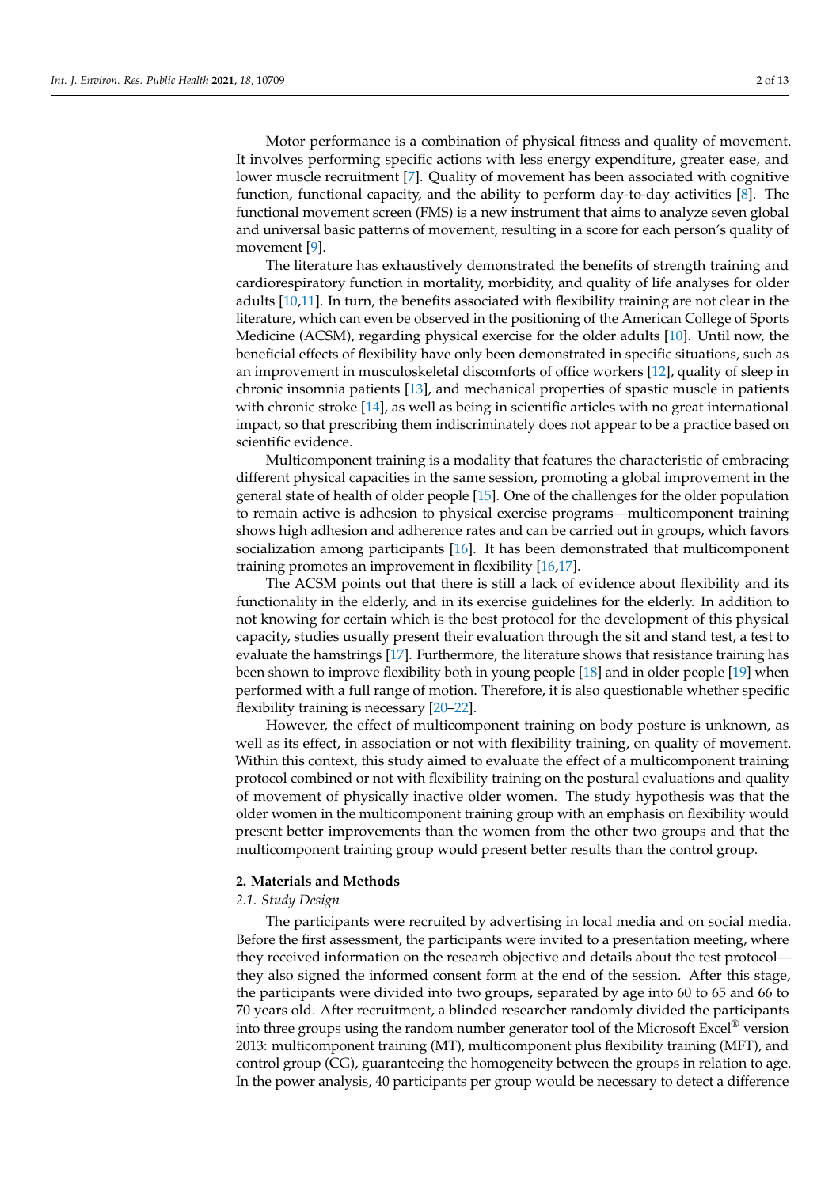Motor performance is a combination of physical fitness and quality of movement. It involves performing specific actions with less energy expenditure, greater ease, and lower muscle recruitment [7]. Quality of movement has been associated with cognitive function, functional capacity, and the ability to perform day-to-day activities [8]. The functional movement screen (FMS) is a new instrument that aims to analyze seven global and universal basic patterns of movement, resulting in a score for each person's quality of movement [9].

The literature has exhaustively demonstrated the benefits of strength training and cardiorespiratory function in mortality, morbidity, and quality of life analyses for older adults [10,11]. In turn, the benefits associated with flexibility training are not clear in the literature, which can even be observed in the positioning of the American College of Sports Medicine (ACSM), regarding physical exercise for the older adults [10]. Until now, the beneficial effects of flexibility have only been demonstrated in specific situations, such as an improvement in musculoskeletal discomforts of office workers [12], quality of sleep in chronic insomnia patients [13], and mechanical properties of spastic muscle in patients with chronic stroke [14], as well as being in scientific articles with no great international impact, so that prescribing them indiscriminately does not appear to be a practice based on scientific evidence.

Multicomponent training is a modality that features the characteristic of embracing different physical capacities in the same session, promoting a global improvement in the general state of health of older people [15]. One of the challenges for the older population to remain active is adhesion to physical exercise programs—multicomponent training shows high adhesion and adherence rates and can be carried out in groups, which favors socialization among participants [16]. It has been demonstrated that multicomponent training promotes an improvement in flexibility [16,17].

The ACSM points out that there is still a lack of evidence about flexibility and its functionality in the elderly, and in its exercise guidelines for the elderly. In addition to not knowing for certain which is the best protocol for the development of this physical capacity, studies usually present their evaluation through the sit and stand test, a test to evaluate the hamstrings [17]. Furthermore, the literature shows that resistance training has been shown to improve flexibility both in young people [18] and in older people [19] when performed with a full range of motion. Therefore, it is also questionable whether specific flexibility training is necessary [20–22].

However, the effect of multicomponent training on body posture is unknown, as well as its effect, in association or not with flexibility training, on quality of movement. Within this context, this study aimed to evaluate the effect of a multicomponent training protocol combined or not with flexibility training on the postural evaluations and quality of movement of physically inactive older women. The study hypothesis was that the older women in the multicomponent training group with an emphasis on flexibility would present better improvements than the women from the other two groups and that the multicomponent training group would present better results than the control group.

## 2. Materials and Methods

### 2.1. Study Design

The participants were recruited by advertising in local media and on social media. Before the first assessment, the participants were invited to a presentation meeting, where they received information on the research objective and details about the test protocol—they also signed the informed consent form at the end of the session. After this stage, the participants were divided into two groups, separated by age into 60 to 65 and 66 to 70 years old. After recruitment, a blinded researcher randomly divided the participants into three groups using the random number generator tool of the Microsoft Excel® version 2013: multicomponent training (MT), multicomponent plus flexibility training (MFT), and control group (CG), guaranteeing the homogeneity between the groups in relation to age. In the power analysis, 40 participants per group would be necessary to detect a difference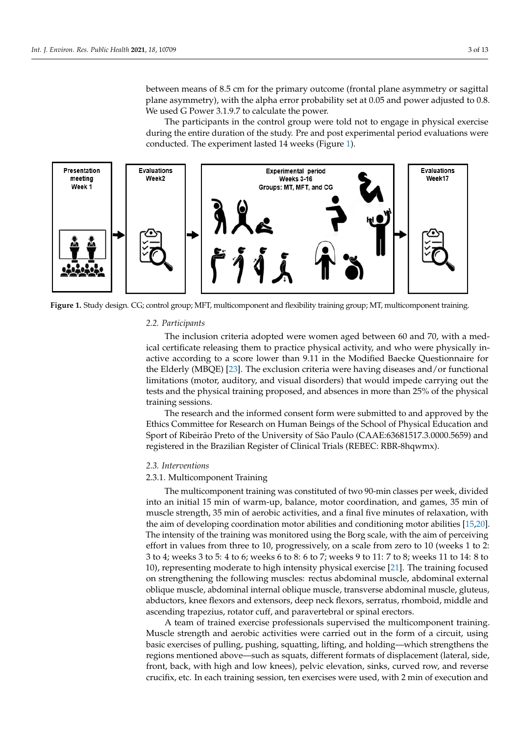between means of 8.5 cm for the primary outcome (frontal plane asymmetry or sagittal plane asymmetry), with the alpha error probability set at 0.05 and power adjusted to 0.8. We used G Power 3.1.9.7 to calculate the power.

The participants in the control group were told not to engage in physical exercise during the entire duration of the study. Pre and post experimental period evaluations were conducted. The experiment lasted 14 weeks (Figure 1).

**Figure 1.** Study design. CG; control group; MFT, multicomponent and flexibility training group; MT, multicomponent training.

### 2.2. Participants

The inclusion criteria adopted were women aged between 60 and 70, with a medical certificate releasing them to practice physical activity, and who were physically inactive according to a score lower than 9.11 in the Modified Baecke Questionnaire for the Elderly (MBQE) [23]. The exclusion criteria were having diseases and/or functional limitations (motor, auditory, and visual disorders) that would impede carrying out the tests and the physical training proposed, and absences in more than 25% of the physical training sessions.

The research and the informed consent form were submitted to and approved by the Ethics Committee for Research on Human Beings of the School of Physical Education and Sport of Ribeirão Preto of the University of São Paulo (CAAE:63681517.3.0000.5659) and registered in the Brazilian Register of Clinical Trials (REBEC: RBR-8hqwmx).

### 2.3. Interventions

#### 2.3.1. Multicomponent Training

The multicomponent training was constituted of two 90-min classes per week, divided into an initial 15 min of warm-up, balance, motor coordination, and games, 35 min of muscle strength, 35 min of aerobic activities, and a final five minutes of relaxation, with the aim of developing coordination motor abilities and conditioning motor abilities [15,20]. The intensity of the training was monitored using the Borg scale, with the aim of perceiving effort in values from three to 10, progressively, on a scale from zero to 10 (weeks 1 to 2: 3 to 4; weeks 3 to 5: 4 to 6; weeks 6 to 8: 6 to 7; weeks 9 to 11: 7 to 8; weeks 11 to 14: 8 to 10), representing moderate to high intensity physical exercise [21]. The training focused on strengthening the following muscles: rectus abdominal muscle, abdominal external oblique muscle, abdominal internal oblique muscle, transverse abdominal muscle, gluteus, abductors, knee flexors and extensors, deep neck flexors, serratus, rhomboid, middle and ascending trapezius, rotator cuff, and paravertebral or spinal erectors.

A team of trained exercise professionals supervised the multicomponent training. Muscle strength and aerobic activities were carried out in the form of a circuit, using basic exercises of pulling, pushing, squatting, lifting, and holding—which strengthens the regions mentioned above—such as squats, different formats of displacement (lateral, side, front, back, with high and low knees), pelvic elevation, sinks, curved row, and reverse crucifix, etc. In each training session, ten exercises were used, with 2 min of execution and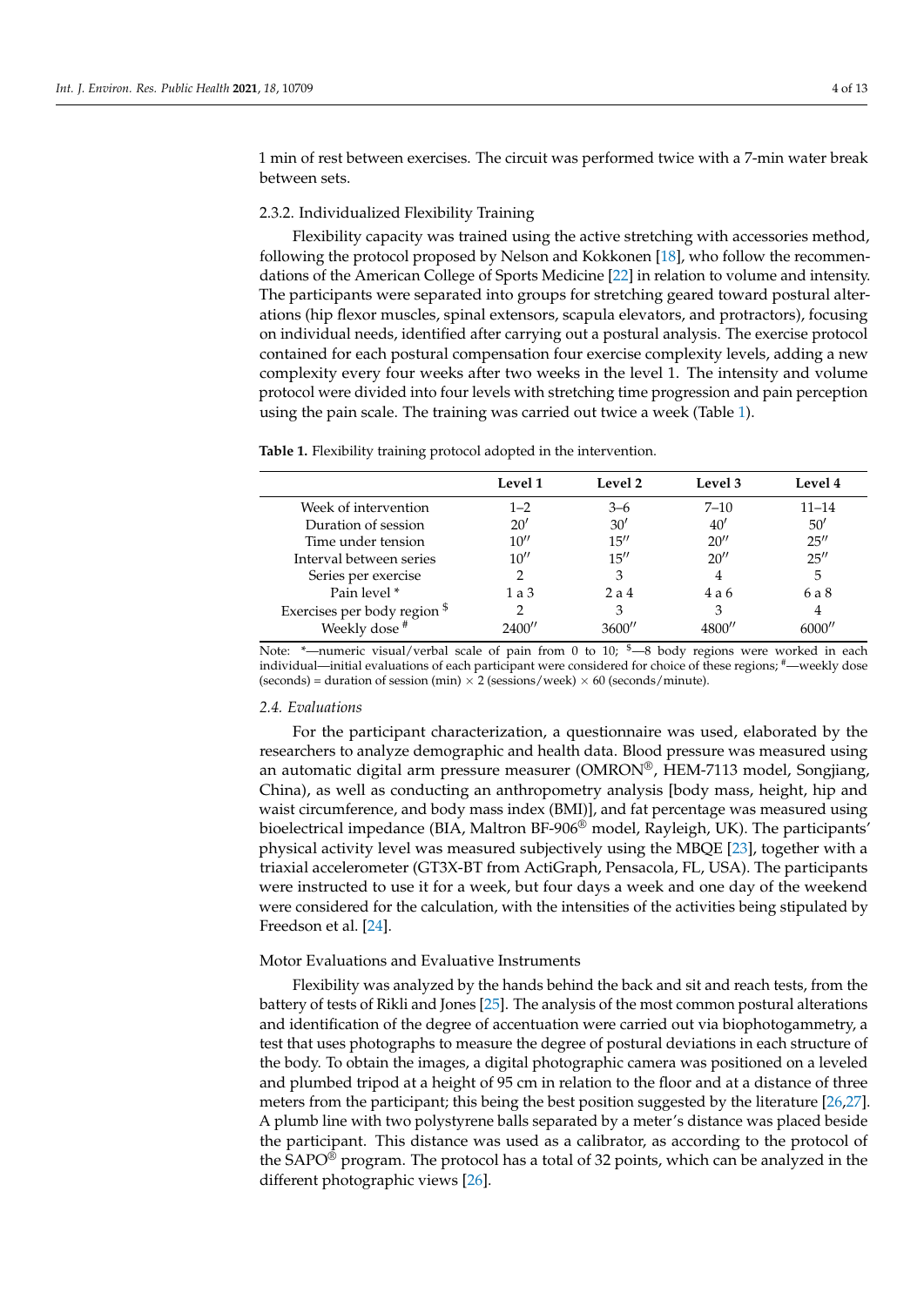1 min of rest between exercises. The circuit was performed twice with a 7-min water break between sets.

#### 2.3.2. Individualized Flexibility Training

Flexibility capacity was trained using the active stretching with accessories method, following the protocol proposed by Nelson and Kokkonen [18], who follow the recommendations of the American College of Sports Medicine [22] in relation to volume and intensity. The participants were separated into groups for stretching geared toward postural alterations (hip flexor muscles, spinal extensors, scapula elevators, and protractors), focusing on individual needs, identified after carrying out a postural analysis. The exercise protocol contained for each postural compensation four exercise complexity levels, adding a new complexity every four weeks after two weeks in the level 1. The intensity and volume protocol were divided into four levels with stretching time progression and pain perception using the pain scale. The training was carried out twice a week (Table 1).

**Table 1.** Flexibility training protocol adopted in the intervention.

| | Level 1 | Level 2 | Level 3 | Level 4 |
|---|---|---|---|---|
| Week of intervention | 1–2 | 3–6 | 7–10 | 11–14 |
| Duration of session | 20′ | 30′ | 40′ | 50′ |
| Time under tension | 10″ | 15″ | 20″ | 25″ |
| Interval between series | 10″ | 15″ | 20″ | 25″ |
| Series per exercise | 2 | 3 | 4 | 5 |
| Pain level * | 1 a 3 | 2 a 4 | 4 a 6 | 6 a 8 |
| Exercises per body region $ | 2 | 3 | 3 | 4 |
| Weekly dose # | 2400″ | 3600″ | 4800″ | 6000″ |

Note: *—numeric visual/verbal scale of pain from 0 to 10; $—8 body regions were worked in each individual—initial evaluations of each participant were considered for choice of these regions; #—weekly dose (seconds) = duration of session (min) × 2 (sessions/week) × 60 (seconds/minute).

### *2.4. Evaluations*

For the participant characterization, a questionnaire was used, elaborated by the researchers to analyze demographic and health data. Blood pressure was measured using an automatic digital arm pressure measurer (OMRON®, HEM-7113 model, Songjiang, China), as well as conducting an anthropometry analysis [body mass, height, hip and waist circumference, and body mass index (BMI)], and fat percentage was measured using bioelectrical impedance (BIA, Maltron BF-906® model, Rayleigh, UK). The participants' physical activity level was measured subjectively using the MBQE [23], together with a triaxial accelerometer (GT3X-BT from ActiGraph, Pensacola, FL, USA). The participants were instructed to use it for a week, but four days a week and one day of the weekend were considered for the calculation, with the intensities of the activities being stipulated by Freedson et al. [24].

#### Motor Evaluations and Evaluative Instruments

Flexibility was analyzed by the hands behind the back and sit and reach tests, from the battery of tests of Rikli and Jones [25]. The analysis of the most common postural alterations and identification of the degree of accentuation were carried out via biophotogammetry, a test that uses photographs to measure the degree of postural deviations in each structure of the body. To obtain the images, a digital photographic camera was positioned on a leveled and plumbed tripod at a height of 95 cm in relation to the floor and at a distance of three meters from the participant; this being the best position suggested by the literature [26,27]. A plumb line with two polystyrene balls separated by a meter's distance was placed beside the participant. This distance was used as a calibrator, as according to the protocol of the SAPO® program. The protocol has a total of 32 points, which can be analyzed in the different photographic views [26].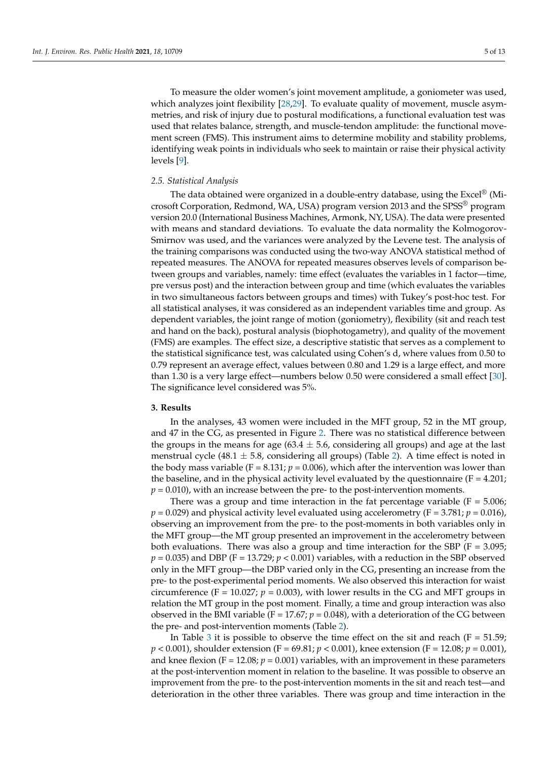To measure the older women's joint movement amplitude, a goniometer was used, which analyzes joint flexibility [28,29]. To evaluate quality of movement, muscle asymmetries, and risk of injury due to postural modifications, a functional evaluation test was used that relates balance, strength, and muscle-tendon amplitude: the functional movement screen (FMS). This instrument aims to determine mobility and stability problems, identifying weak points in individuals who seek to maintain or raise their physical activity levels [9].

### 2.5. Statistical Analysis

The data obtained were organized in a double-entry database, using the Excel® (Microsoft Corporation, Redmond, WA, USA) program version 2013 and the SPSS® program version 20.0 (International Business Machines, Armonk, NY, USA). The data were presented with means and standard deviations. To evaluate the data normality the Kolmogorov-Smirnov was used, and the variances were analyzed by the Levene test. The analysis of the training comparisons was conducted using the two-way ANOVA statistical method of repeated measures. The ANOVA for repeated measures observes levels of comparison between groups and variables, namely: time effect (evaluates the variables in 1 factor—time, pre versus post) and the interaction between group and time (which evaluates the variables in two simultaneous factors between groups and times) with Tukey's post-hoc test. For all statistical analyses, it was considered as an independent variables time and group. As dependent variables, the joint range of motion (goniometry), flexibility (sit and reach test and hand on the back), postural analysis (biophotogametry), and quality of the movement (FMS) are examples. The effect size, a descriptive statistic that serves as a complement to the statistical significance test, was calculated using Cohen's d, where values from 0.50 to 0.79 represent an average effect, values between 0.80 and 1.29 is a large effect, and more than 1.30 is a very large effect—numbers below 0.50 were considered a small effect [30]. The significance level considered was 5%.

## 3. Results

In the analyses, 43 women were included in the MFT group, 52 in the MT group, and 47 in the CG, as presented in Figure 2. There was no statistical difference between the groups in the means for age (63.4 ± 5.6, considering all groups) and age at the last menstrual cycle (48.1 ± 5.8, considering all groups) (Table 2). A time effect is noted in the body mass variable ($F = 8.131$; $p = 0.006$), which after the intervention was lower than the baseline, and in the physical activity level evaluated by the questionnaire ($F = 4.201$; $p = 0.010$), with an increase between the pre- to the post-intervention moments.

There was a group and time interaction in the fat percentage variable ($F = 5.006$; $p = 0.029$) and physical activity level evaluated using accelerometry ($F = 3.781$; $p = 0.016$), observing an improvement from the pre- to the post-moments in both variables only in the MFT group—the MT group presented an improvement in the accelerometry between both evaluations. There was also a group and time interaction for the SBP ($F = 3.095$; $p = 0.035$) and DBP ($F = 13.729$; $p < 0.001$) variables, with a reduction in the SBP observed only in the MFT group—the DBP varied only in the CG, presenting an increase from the pre- to the post-experimental period moments. We also observed this interaction for waist circumference ($F = 10.027$; $p = 0.003$), with lower results in the CG and MFT groups in relation the MT group in the post moment. Finally, a time and group interaction was also observed in the BMI variable ($F = 17.67$; $p = 0.048$), with a deterioration of the CG between the pre- and post-intervention moments (Table 2).

In Table 3 it is possible to observe the time effect on the sit and reach ($F = 51.59$; $p < 0.001$), shoulder extension ($F = 69.81$; $p < 0.001$), knee extension ($F = 12.08$; $p = 0.001$), and knee flexion ($F = 12.08$; $p = 0.001$) variables, with an improvement in these parameters at the post-intervention moment in relation to the baseline. It was possible to observe an improvement from the pre- to the post-intervention moments in the sit and reach test—and deterioration in the other three variables. There was group and time interaction in the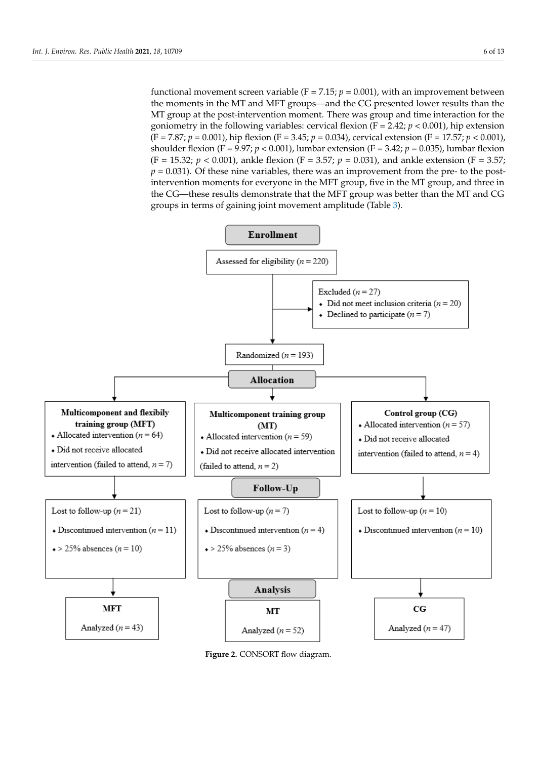functional movement screen variable (F = 7.15; $p = 0.001$), with an improvement between the moments in the MT and MFT groups—and the CG presented lower results than the MT group at the post-intervention moment. There was group and time interaction for the goniometry in the following variables: cervical flexion (F = 2.42; $p < 0.001$), hip extension (F = 7.87; $p = 0.001$), hip flexion (F = 3.45; $p = 0.034$), cervical extension (F = 17.57; $p < 0.001$), shoulder flexion (F = 9.97; $p < 0.001$), lumbar extension (F = 3.42; $p = 0.035$), lumbar flexion (F = 15.32; $p < 0.001$), ankle flexion (F = 3.57; $p = 0.031$), and ankle extension (F = 3.57; $p = 0.031$). Of these nine variables, there was an improvement from the pre- to the post-intervention moments for everyone in the MFT group, five in the MT group, and three in the CG—these results demonstrate that the MFT group was better than the MT and CG groups in terms of gaining joint movement amplitude (Table 3).

**Enrollment**

Assessed for eligibility ($n = 220$)

Excluded ($n = 27$)
- Did not meet inclusion criteria ($n = 20$)
- Declined to participate ($n = 7$)

Randomized ($n = 193$)

**Allocation**

**Multicomponent and flexibily training group (MFT)**
- Allocated intervention ($n = 64$)
- Did not receive allocated intervention (failed to attend, $n = 7$)

**Multicomponent training group (MT)**
- Allocated intervention ($n = 59$)
- Did not receive allocated intervention (failed to attend, $n = 2$)

**Control group (CG)**
- Allocated intervention ($n = 57$)
- Did not receive allocated intervention (failed to attend, $n = 4$)

**Follow-Up**

MFT: Lost to follow-up ($n = 21$)
- Discontinued intervention ($n = 11$)
- > 25% absences ($n = 10$)

MT: Lost to follow-up ($n = 7$)
- Discontinued intervention ($n = 4$)
- > 25% absences ($n = 3$)

CG: Lost to follow-up ($n = 10$)
- Discontinued intervention ($n = 10$)

**Analysis**

**MFT** Analyzed ($n = 43$)

**MT** Analyzed ($n = 52$)

**CG** Analyzed ($n = 47$)

**Figure 2.** CONSORT flow diagram.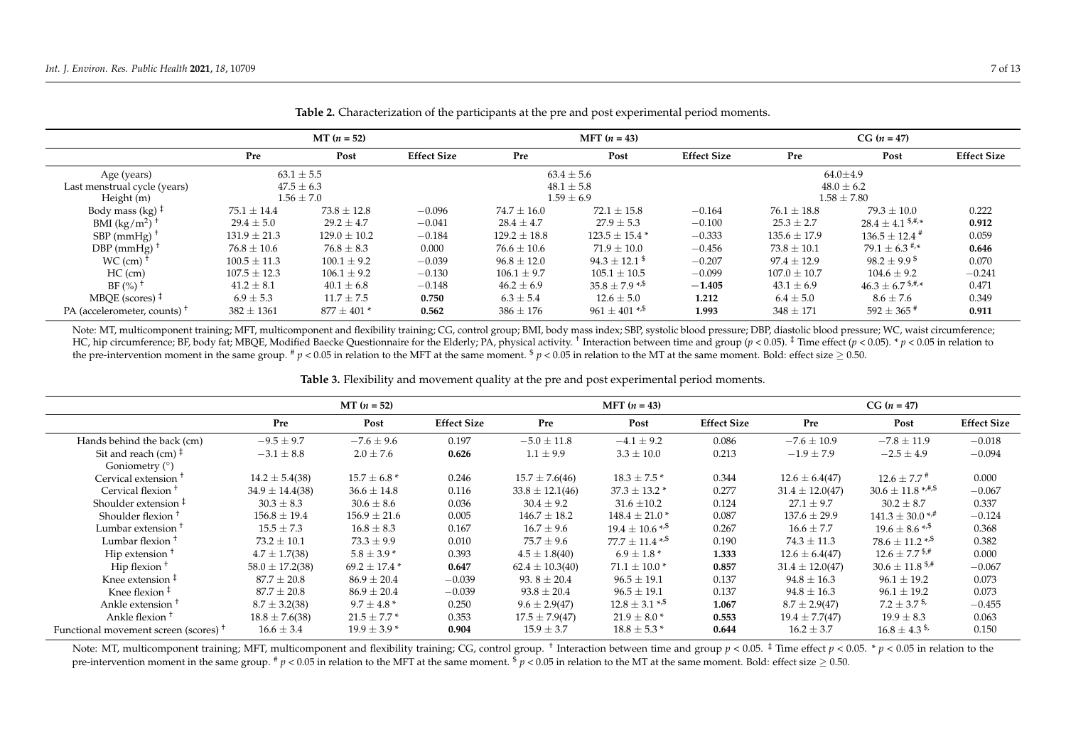**Table 2.** Characterization of the participants at the pre and post experimental period moments.

| | MT ($n$ = 52) | | | MFT ($n$ = 43) | | | CG ($n$ = 47) | | |
|---|---|---|---|---|---|---|---|---|---|
| | Pre | Post | Effect Size | Pre | Post | Effect Size | Pre | Post | Effect Size |
| Age (years) | 63.1 ± 5.5 | | | 63.4 ± 5.6 | | | 64.0±4.9 | | |
| Last menstrual cycle (years) | 47.5 ± 6.3 | | | 48.1 ± 5.8 | | | 48.0 ± 6.2 | | |
| Height (m) | 1.56 ± 7.0 | | | 1.59 ± 6.9 | | | 1.58 ± 7.80 | | |
| Body mass (kg) ‡ | 75.1 ± 14.4 | 73.8 ± 12.8 | −0.096 | 74.7 ± 16.0 | 72.1 ± 15.8 | −0.164 | 76.1 ± 18.8 | 79.3 ± 10.0 | 0.222 |
| BMI (kg/m$^2$) † | 29.4 ± 5.0 | 29.2 ± 4.7 | −0.041 | 28.4 ± 4.7 | 27.9 ± 5.3 | −0.100 | 25.3 ± 2.7 | 28.4 ± 4.1 $,#,* | **0.912** |
| SBP (mmHg) † | 131.9 ± 21.3 | 129.0 ± 10.2 | −0.184 | 129.2 ± 18.8 | 123.5 ± 15.4 * | −0.333 | 135.6 ± 17.9 | 136.5 ± 12.4 # | 0.059 |
| DBP (mmHg) † | 76.8 ± 10.6 | 76.8 ± 8.3 | 0.000 | 76.6 ± 10.6 | 71.9 ± 10.0 | −0.456 | 73.8 ± 10.1 | 79.1 ± 6.3 #,* | **0.646** |
| WC (cm) † | 100.5 ± 11.3 | 100.1 ± 9.2 | −0.039 | 96.8 ± 12.0 | 94.3 ± 12.1 $ | −0.207 | 97.4 ± 12.9 | 98.2 ± 9.9 $ | 0.070 |
| HC (cm) | 107.5 ± 12.3 | 106.1 ± 9.2 | −0.130 | 106.1 ± 9.7 | 105.1 ± 10.5 | −0.099 | 107.0 ± 10.7 | 104.6 ± 9.2 | −0.241 |
| BF (%) † | 41.2 ± 8.1 | 40.1 ± 6.8 | −0.148 | 46.2 ± 6.9 | 35.8 ± 7.9 *,$ | **−1.405** | 43.1 ± 6.9 | 46.3 ± 6.7 $,#,* | 0.471 |
| MBQE (scores) ‡ | 6.9 ± 5.3 | 11.7 ± 7.5 | **0.750** | 6.3 ± 5.4 | 12.6 ± 5.0 | **1.212** | 6.4 ± 5.0 | 8.6 ± 7.6 | 0.349 |
| PA (accelerometer, counts) † | 382 ± 1361 | 877 ± 401 * | **0.562** | 386 ± 176 | 961 ± 401 *,$ | **1.993** | 348 ± 171 | 592 ± 365 # | **0.911** |

Note: MT, multicomponent training; MFT, multicomponent and flexibility training; CG, control group; BMI, body mass index; SBP, systolic blood pressure; DBP, diastolic blood pressure; WC, waist circumference; HC, hip circumference; BF, body fat; MBQE, Modified Baecke Questionnaire for the Elderly; PA, physical activity. † Interaction between time and group ($p < 0.05$). ‡ Time effect ($p < 0.05$). * $p < 0.05$ in relation to the pre-intervention moment in the same group. # $p < 0.05$ in relation to the MFT at the same moment. $ $p < 0.05$ in relation to the MT at the same moment. Bold: effect size ≥ 0.50.

**Table 3.** Flexibility and movement quality at the pre and post experimental period moments.

| | MT ($n$ = 52) | | | MFT ($n$ = 43) | | | CG ($n$ = 47) | | |
|---|---|---|---|---|---|---|---|---|---|
| | Pre | Post | Effect Size | Pre | Post | Effect Size | Pre | Post | Effect Size |
| Hands behind the back (cm) | −9.5 ± 9.7 | −7.6 ± 9.6 | 0.197 | −5.0 ± 11.8 | −4.1 ± 9.2 | 0.086 | −7.6 ± 10.9 | −7.8 ± 11.9 | −0.018 |
| Sit and reach (cm) ‡ | −3.1 ± 8.8 | 2.0 ± 7.6 | **0.626** | 1.1 ± 9.9 | 3.3 ± 10.0 | 0.213 | −1.9 ± 7.9 | −2.5 ± 4.9 | −0.094 |
| Goniometry (°) | | | | | | | | | |
| Cervical extension † | 14.2 ± 5.4(38) | 15.7 ± 6.8 * | 0.246 | 15.7 ± 7.6(46) | 18.3 ± 7.5 * | 0.344 | 12.6 ± 6.4(47) | 12.6 ± 7.7 # | 0.000 |
| Cervical flexion † | 34.9 ± 14.4(38) | 36.6 ± 14.8 | 0.116 | 33.8 ± 12.1(46) | 37.3 ± 13.2 * | 0.277 | 31.4 ± 12.0(47) | 30.6 ± 11.8 *,#,$ | −0.067 |
| Shoulder extension ‡ | 30.3 ± 8.3 | 30.6 ± 8.6 | 0.036 | 30.4 ± 9.2 | 31.6 ±10.2 | 0.124 | 27.1 ± 9.7 | 30.2 ± 8.7 | 0.337 |
| Shoulder flexion † | 156.8 ± 19.4 | 156.9 ± 21.6 | 0.005 | 146.7 ± 18.2 | 148.4 ± 21.0 * | 0.087 | 137.6 ± 29.9 | 141.3 ± 30.0 *,# | −0.124 |
| Lumbar extension † | 15.5 ± 7.3 | 16.8 ± 8.3 | 0.167 | 16.7 ± 9.6 | 19.4 ± 10.6 *,$ | 0.267 | 16.6 ± 7.7 | 19.6 ± 8.6 *,$ | 0.368 |
| Lumbar flexion † | 73.2 ± 10.1 | 73.3 ± 9.9 | 0.010 | 75.7 ± 12.0 | 77.7 ± 11.4 *,$ | 0.190 | 74.3 ± 11.3 | 78.6 ± 11.2 *,$ | 0.382 |
| Hip extension † | 4.7 ± 1.7(38) | 5.8 ± 3.9 * | 0.393 | 4.5 ± 1.8(40) | 6.9 ± 1.8 * | **1.333** | 12.6 ± 6.4(47) | 12.6 ± 7.7 $,# | 0.000 |
| Hip flexion † | 58.0 ± 17.2(38) | 69.2 ± 17.4 * | **0.647** | 62.4 ± 10.3(40) | 71.1 ± 10.0 * | **0.857** | 31.4 ± 12.0(47) | 30.6 ± 11.8 $,# | −0.067 |
| Knee extension ‡ | 87.7 ± 20.8 | 86.9 ± 20.4 | −0.039 | 93. 8 ± 20.4 | 96.5 ± 19.1 | 0.137 | 94.8 ± 16.3 | 96.1 ± 19.2 | 0.073 |
| Knee flexion ‡ | 87.7 ± 20.8 | 86.9 ± 20.4 | −0.039 | 93.8 ± 20.4 | 96.5 ± 19.1 | 0.137 | 94.8 ± 16.3 | 96.1 ± 19.2 | 0.073 |
| Ankle extension † | 8.7 ± 3.2(38) | 9.7 ± 4.8 * | 0.250 | 9.6 ± 2.9(47) | 12.8 ± 3.1 *,$ | **1.067** | 8.7 ± 2.9(47) | 7.2 ± 3.7 $, | −0.455 |
| Ankle flexion † | 18.8 ± 7.6(38) | 21.5 ± 7.7 * | 0.353 | 17.5 ± 7.9(47) | 21.9 ± 8.0 * | **0.553** | 19.4 ± 7.7(47) | 19.9 ± 8.3 | 0.063 |
| Functional movement screen (scores) † | 16.6 ± 3.4 | 19.9 ± 3.9 * | **0.904** | 15.9 ± 3.7 | 18.8 ± 5.3 * | **0.644** | 16.2 ± 3.7 | 16.8 ± 4.3 $, | 0.150 |

Note: MT, multicomponent training; MFT, multicomponent and flexibility training; CG, control group. † Interaction between time and group $p < 0.05$. ‡ Time effect $p < 0.05$. * $p < 0.05$ in relation to the pre-intervention moment in the same group. # $p < 0.05$ in relation to the MFT at the same moment. $ $p < 0.05$ in relation to the MT at the same moment. Bold: effect size ≥ 0.50.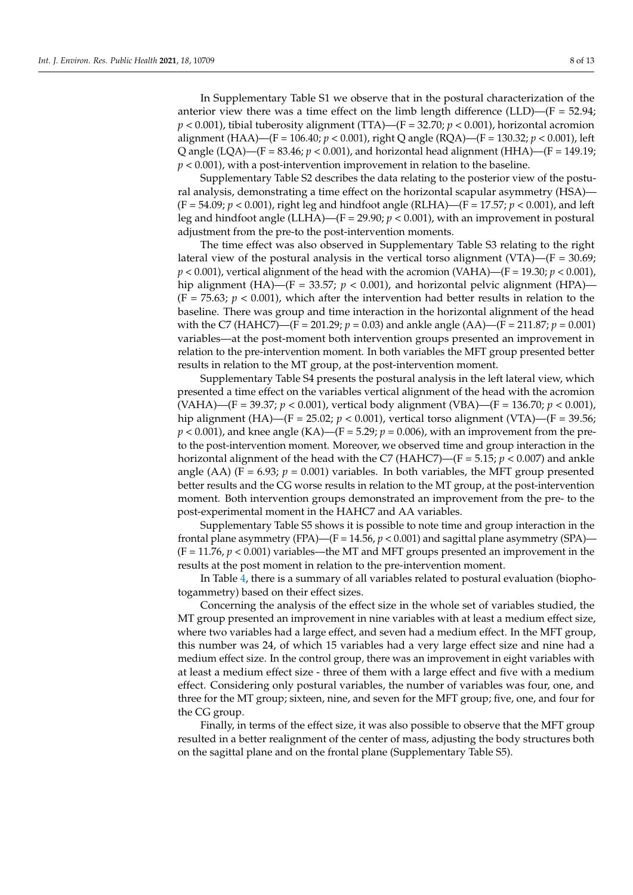In Supplementary Table S1 we observe that in the postural characterization of the anterior view there was a time effect on the limb length difference (LLD)—($F = 52.94$; $p < 0.001$), tibial tuberosity alignment (TTA)—($F = 32.70$; $p < 0.001$), horizontal acromion alignment (HAA)—($F = 106.40$; $p < 0.001$), right Q angle (RQA)—($F = 130.32$; $p < 0.001$), left Q angle (LQA)—($F = 83.46$; $p < 0.001$), and horizontal head alignment (HHA)—($F = 149.19$; $p < 0.001$), with a post-intervention improvement in relation to the baseline.

Supplementary Table S2 describes the data relating to the posterior view of the postural analysis, demonstrating a time effect on the horizontal scapular asymmetry (HSA)—($F = 54.09$; $p < 0.001$), right leg and hindfoot angle (RLHA)—($F = 17.57$; $p < 0.001$), and left leg and hindfoot angle (LLHA)—($F = 29.90$; $p < 0.001$), with an improvement in postural adjustment from the pre-to the post-intervention moments.

The time effect was also observed in Supplementary Table S3 relating to the right lateral view of the postural analysis in the vertical torso alignment (VTA)—($F = 30.69$; $p < 0.001$), vertical alignment of the head with the acromion (VAHA)—($F = 19.30$; $p < 0.001$), hip alignment (HA)—($F = 33.57$; $p < 0.001$), and horizontal pelvic alignment (HPA)—($F = 75.63$; $p < 0.001$), which after the intervention had better results in relation to the baseline. There was group and time interaction in the horizontal alignment of the head with the C7 (HAHC7)—($F = 201.29$; $p = 0.03$) and ankle angle (AA)—($F = 211.87$; $p = 0.001$) variables—at the post-moment both intervention groups presented an improvement in relation to the pre-intervention moment. In both variables the MFT group presented better results in relation to the MT group, at the post-intervention moment.

Supplementary Table S4 presents the postural analysis in the left lateral view, which presented a time effect on the variables vertical alignment of the head with the acromion (VAHA)—($F = 39.37$; $p < 0.001$), vertical body alignment (VBA)—($F = 136.70$; $p < 0.001$), hip alignment (HA)—($F = 25.02$; $p < 0.001$), vertical torso alignment (VTA)—($F = 39.56$; $p < 0.001$), and knee angle (KA)—($F = 5.29$; $p = 0.006$), with an improvement from the pre- to the post-intervention moment. Moreover, we observed time and group interaction in the horizontal alignment of the head with the C7 (HAHC7)—($F = 5.15$; $p < 0.007$) and ankle angle (AA) ($F = 6.93$; $p = 0.001$) variables. In both variables, the MFT group presented better results and the CG worse results in relation to the MT group, at the post-intervention moment. Both intervention groups demonstrated an improvement from the pre- to the post-experimental moment in the HAHC7 and AA variables.

Supplementary Table S5 shows it is possible to note time and group interaction in the frontal plane asymmetry (FPA)—($F = 14.56$, $p < 0.001$) and sagittal plane asymmetry (SPA)—($F = 11.76$, $p < 0.001$) variables—the MT and MFT groups presented an improvement in the results at the post moment in relation to the pre-intervention moment.

In Table 4, there is a summary of all variables related to postural evaluation (biophotogammetry) based on their effect sizes.

Concerning the analysis of the effect size in the whole set of variables studied, the MT group presented an improvement in nine variables with at least a medium effect size, where two variables had a large effect, and seven had a medium effect. In the MFT group, this number was 24, of which 15 variables had a very large effect size and nine had a medium effect size. In the control group, there was an improvement in eight variables with at least a medium effect size - three of them with a large effect and five with a medium effect. Considering only postural variables, the number of variables was four, one, and three for the MT group; sixteen, nine, and seven for the MFT group; five, one, and four for the CG group.

Finally, in terms of the effect size, it was also possible to observe that the MFT group resulted in a better realignment of the center of mass, adjusting the body structures both on the sagittal plane and on the frontal plane (Supplementary Table S5).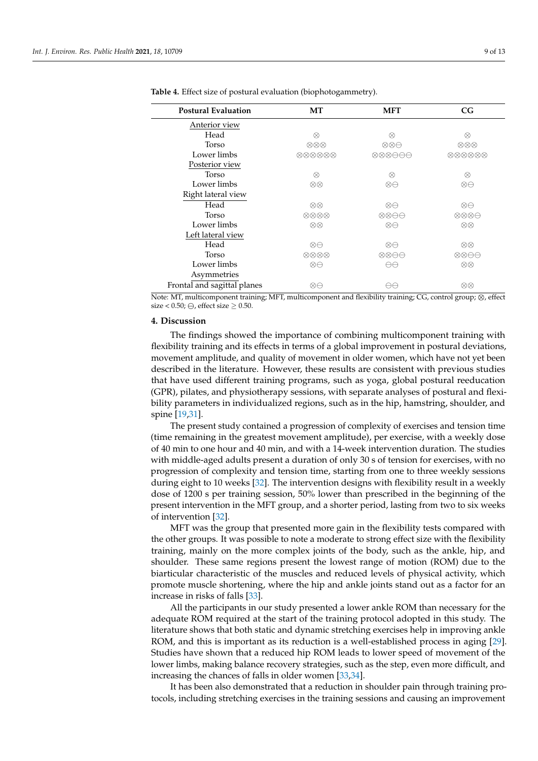**Table 4.** Effect size of postural evaluation (biophotogammetry).

| Postural Evaluation | MT | MFT | CG |
|---|---|---|---|
| Anterior view | | | |
| Head | ⊗ | ⊗ | ⊗ |
| Torso | ⊗⊗⊗ | ⊗⊗⊖ | ⊗⊗⊗ |
| Lower limbs | ⊗⊗⊗⊗⊗⊗ | ⊗⊗⊗⊖⊖⊖ | ⊗⊗⊗⊗⊗⊗ |
| Posterior view | | | |
| Torso | ⊗ | ⊗ | ⊗ |
| Lower limbs | ⊗⊗ | ⊗⊖ | ⊗⊖ |
| Right lateral view | | | |
| Head | ⊗⊗ | ⊗⊖ | ⊗⊖ |
| Torso | ⊗⊗⊗⊗ | ⊗⊗⊖⊖ | ⊗⊗⊗⊖ |
| Lower limbs | ⊗⊗ | ⊗⊖ | ⊗⊗ |
| Left lateral view | | | |
| Head | ⊗⊖ | ⊗⊖ | ⊗⊗ |
| Torso | ⊗⊗⊗⊗ | ⊗⊗⊖⊖ | ⊗⊗⊖⊖ |
| Lower limbs | ⊗⊖ | ⊖⊖ | ⊗⊗ |
| Asymmetries | | | |
| Frontal and sagittal planes | ⊗⊖ | ⊖⊖ | ⊗⊗ |

Note: MT, multicomponent training; MFT, multicomponent and flexibility training; CG, control group; ⊗, effect size < 0.50; ⊖, effect size ≥ 0.50.

## 4. Discussion

The findings showed the importance of combining multicomponent training with flexibility training and its effects in terms of a global improvement in postural deviations, movement amplitude, and quality of movement in older women, which have not yet been described in the literature. However, these results are consistent with previous studies that have used different training programs, such as yoga, global postural reeducation (GPR), pilates, and physiotherapy sessions, with separate analyses of postural and flexibility parameters in individualized regions, such as in the hip, hamstring, shoulder, and spine [19,31].

The present study contained a progression of complexity of exercises and tension time (time remaining in the greatest movement amplitude), per exercise, with a weekly dose of 40 min to one hour and 40 min, and with a 14-week intervention duration. The studies with middle-aged adults present a duration of only 30 s of tension for exercises, with no progression of complexity and tension time, starting from one to three weekly sessions during eight to 10 weeks [32]. The intervention designs with flexibility result in a weekly dose of 1200 s per training session, 50% lower than prescribed in the beginning of the present intervention in the MFT group, and a shorter period, lasting from two to six weeks of intervention [32].

MFT was the group that presented more gain in the flexibility tests compared with the other groups. It was possible to note a moderate to strong effect size with the flexibility training, mainly on the more complex joints of the body, such as the ankle, hip, and shoulder. These same regions present the lowest range of motion (ROM) due to the biarticular characteristic of the muscles and reduced levels of physical activity, which promote muscle shortening, where the hip and ankle joints stand out as a factor for an increase in risks of falls [33].

All the participants in our study presented a lower ankle ROM than necessary for the adequate ROM required at the start of the training protocol adopted in this study. The literature shows that both static and dynamic stretching exercises help in improving ankle ROM, and this is important as its reduction is a well-established process in aging [29]. Studies have shown that a reduced hip ROM leads to lower speed of movement of the lower limbs, making balance recovery strategies, such as the step, even more difficult, and increasing the chances of falls in older women [33,34].

It has been also demonstrated that a reduction in shoulder pain through training protocols, including stretching exercises in the training sessions and causing an improvement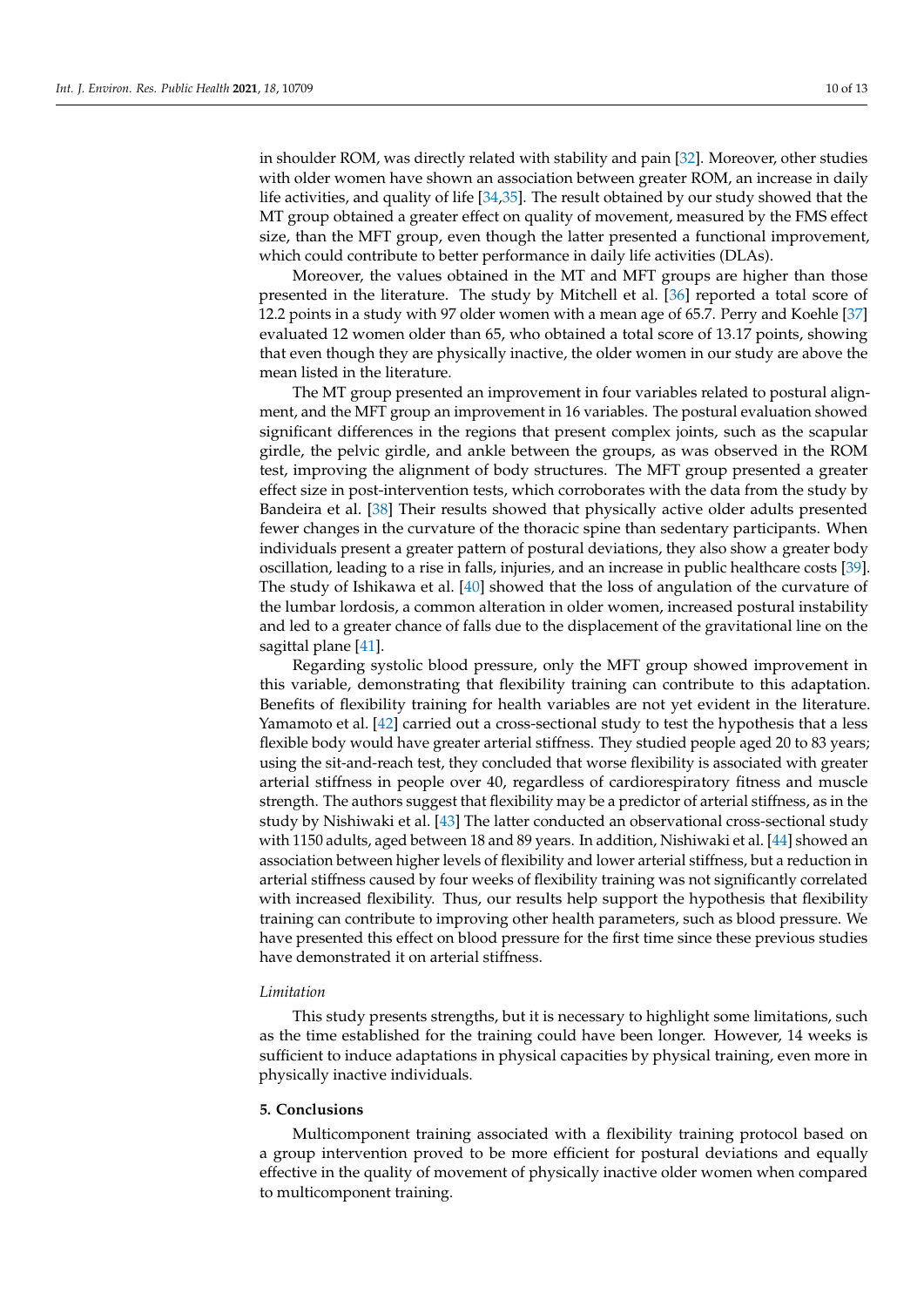in shoulder ROM, was directly related with stability and pain [32]. Moreover, other studies with older women have shown an association between greater ROM, an increase in daily life activities, and quality of life [34,35]. The result obtained by our study showed that the MT group obtained a greater effect on quality of movement, measured by the FMS effect size, than the MFT group, even though the latter presented a functional improvement, which could contribute to better performance in daily life activities (DLAs).

Moreover, the values obtained in the MT and MFT groups are higher than those presented in the literature. The study by Mitchell et al. [36] reported a total score of 12.2 points in a study with 97 older women with a mean age of 65.7. Perry and Koehle [37] evaluated 12 women older than 65, who obtained a total score of 13.17 points, showing that even though they are physically inactive, the older women in our study are above the mean listed in the literature.

The MT group presented an improvement in four variables related to postural alignment, and the MFT group an improvement in 16 variables. The postural evaluation showed significant differences in the regions that present complex joints, such as the scapular girdle, the pelvic girdle, and ankle between the groups, as was observed in the ROM test, improving the alignment of body structures. The MFT group presented a greater effect size in post-intervention tests, which corroborates with the data from the study by Bandeira et al. [38] Their results showed that physically active older adults presented fewer changes in the curvature of the thoracic spine than sedentary participants. When individuals present a greater pattern of postural deviations, they also show a greater body oscillation, leading to a rise in falls, injuries, and an increase in public healthcare costs [39]. The study of Ishikawa et al. [40] showed that the loss of angulation of the curvature of the lumbar lordosis, a common alteration in older women, increased postural instability and led to a greater chance of falls due to the displacement of the gravitational line on the sagittal plane [41].

Regarding systolic blood pressure, only the MFT group showed improvement in this variable, demonstrating that flexibility training can contribute to this adaptation. Benefits of flexibility training for health variables are not yet evident in the literature. Yamamoto et al. [42] carried out a cross-sectional study to test the hypothesis that a less flexible body would have greater arterial stiffness. They studied people aged 20 to 83 years; using the sit-and-reach test, they concluded that worse flexibility is associated with greater arterial stiffness in people over 40, regardless of cardiorespiratory fitness and muscle strength. The authors suggest that flexibility may be a predictor of arterial stiffness, as in the study by Nishiwaki et al. [43] The latter conducted an observational cross-sectional study with 1150 adults, aged between 18 and 89 years. In addition, Nishiwaki et al. [44] showed an association between higher levels of flexibility and lower arterial stiffness, but a reduction in arterial stiffness caused by four weeks of flexibility training was not significantly correlated with increased flexibility. Thus, our results help support the hypothesis that flexibility training can contribute to improving other health parameters, such as blood pressure. We have presented this effect on blood pressure for the first time since these previous studies have demonstrated it on arterial stiffness.

*Limitation*

This study presents strengths, but it is necessary to highlight some limitations, such as the time established for the training could have been longer. However, 14 weeks is sufficient to induce adaptations in physical capacities by physical training, even more in physically inactive individuals.

## 5. Conclusions

Multicomponent training associated with a flexibility training protocol based on a group intervention proved to be more efficient for postural deviations and equally effective in the quality of movement of physically inactive older women when compared to multicomponent training.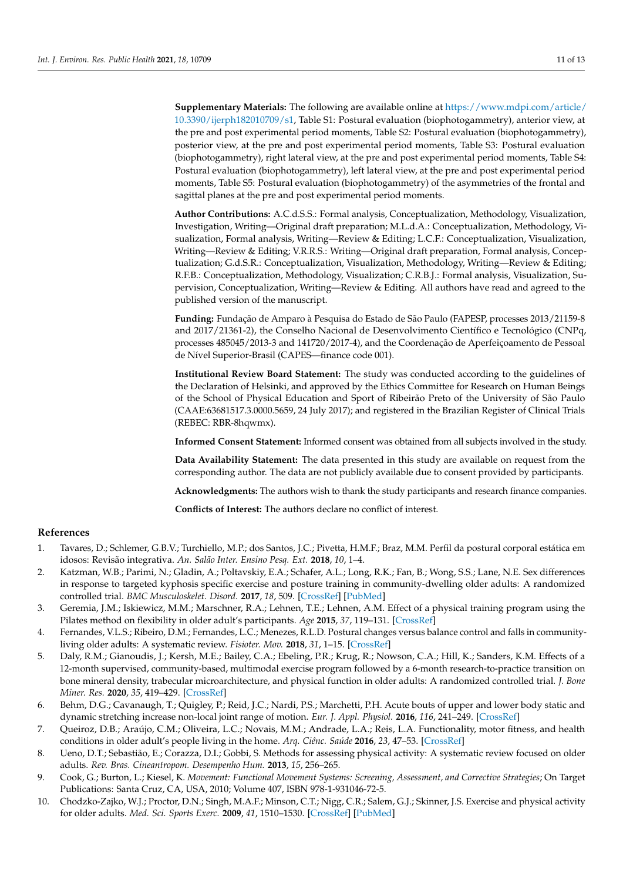**Supplementary Materials:** The following are available online at https://www.mdpi.com/article/10.3390/ijerph182010709/s1, Table S1: Postural evaluation (biophotogammetry), anterior view, at the pre and post experimental period moments, Table S2: Postural evaluation (biophotogammetry), posterior view, at the pre and post experimental period moments, Table S3: Postural evaluation (biophotogammetry), right lateral view, at the pre and post experimental period moments, Table S4: Postural evaluation (biophotogammetry), left lateral view, at the pre and post experimental period moments, Table S5: Postural evaluation (biophotogammetry) of the asymmetries of the frontal and sagittal planes at the pre and post experimental period moments.

**Author Contributions:** A.C.d.S.S.: Formal analysis, Conceptualization, Methodology, Visualization, Investigation, Writing—Original draft preparation; M.L.d.A.: Conceptualization, Methodology, Visualization, Formal analysis, Writing—Review & Editing; L.C.F.: Conceptualization, Visualization, Writing—Review & Editing; V.R.R.S.: Writing—Original draft preparation, Formal analysis, Conceptualization; G.d.S.R.: Conceptualization, Visualization, Methodology, Writing—Review & Editing; R.F.B.: Conceptualization, Methodology, Visualization; C.R.B.J.: Formal analysis, Visualization, Supervision, Conceptualization, Writing—Review & Editing. All authors have read and agreed to the published version of the manuscript.

**Funding:** Fundação de Amparo à Pesquisa do Estado de São Paulo (FAPESP, processes 2013/21159-8 and 2017/21361-2), the Conselho Nacional de Desenvolvimento Científico e Tecnológico (CNPq, processes 485045/2013-3 and 141720/2017-4), and the Coordenação de Aperfeiçoamento de Pessoal de Nível Superior-Brasil (CAPES—finance code 001).

**Institutional Review Board Statement:** The study was conducted according to the guidelines of the Declaration of Helsinki, and approved by the Ethics Committee for Research on Human Beings of the School of Physical Education and Sport of Ribeirão Preto of the University of São Paulo (CAAE:63681517.3.0000.5659, 24 July 2017); and registered in the Brazilian Register of Clinical Trials (REBEC: RBR-8hqwmx).

**Informed Consent Statement:** Informed consent was obtained from all subjects involved in the study.

**Data Availability Statement:** The data presented in this study are available on request from the corresponding author. The data are not publicly available due to consent provided by participants.

**Acknowledgments:** The authors wish to thank the study participants and research finance companies.

**Conflicts of Interest:** The authors declare no conflict of interest.

## References

1. Tavares, D.; Schlemer, G.B.V.; Turchiello, M.P.; dos Santos, J.C.; Pivetta, H.M.F.; Braz, M.M. Perfil da postural corporal estática em idosos: Revisão integrativa. *An. Salão Inter. Ensino Pesq. Ext.* **2018**, *10*, 1–4.
2. Katzman, W.B.; Parimi, N.; Gladin, A.; Poltavskiy, E.A.; Schafer, A.L.; Long, R.K.; Fan, B.; Wong, S.S.; Lane, N.E. Sex differences in response to targeted kyphosis specific exercise and posture training in community-dwelling older adults: A randomized controlled trial. *BMC Musculoskelet. Disord.* **2017**, *18*, 509. [CrossRef] [PubMed]
3. Geremia, J.M.; Iskiewicz, M.M.; Marschner, R.A.; Lehnen, T.E.; Lehnen, A.M. Effect of a physical training program using the Pilates method on flexibility in older adult's participants. *Age* **2015**, *37*, 119–131. [CrossRef]
4. Fernandes, V.L.S.; Ribeiro, D.M.; Fernandes, L.C.; Menezes, R.L.D. Postural changes versus balance control and falls in community-living older adults: A systematic review. *Fisioter. Mov.* **2018**, *31*, 1–15. [CrossRef]
5. Daly, R.M.; Gianoudis, J.; Kersh, M.E.; Bailey, C.A.; Ebeling, P.R.; Krug, R.; Nowson, C.A.; Hill, K.; Sanders, K.M. Effects of a 12-month supervised, community-based, multimodal exercise program followed by a 6-month research-to-practice transition on bone mineral density, trabecular microarchitecture, and physical function in older adults: A randomized controlled trial. *J. Bone Miner. Res.* **2020**, *35*, 419–429. [CrossRef]
6. Behm, D.G.; Cavanaugh, T.; Quigley, P.; Reid, J.C.; Nardi, P.S.; Marchetti, P.H. Acute bouts of upper and lower body static and dynamic stretching increase non-local joint range of motion. *Eur. J. Appl. Physiol.* **2016**, *116*, 241–249. [CrossRef]
7. Queiroz, D.B.; Araújo, C.M.; Oliveira, L.C.; Novais, M.M.; Andrade, L.A.; Reis, L.A. Functionality, motor fitness, and health conditions in older adult's people living in the home. *Arq. Ciênc. Saúde* **2016**, *23*, 47–53. [CrossRef]
8. Ueno, D.T.; Sebastião, E.; Corazza, D.I.; Gobbi, S. Methods for assessing physical activity: A systematic review focused on older adults. *Rev. Bras. Cineantropom. Desempenho Hum.* **2013**, *15*, 256–265.
9. Cook, G.; Burton, L.; Kiesel, K. *Movement: Functional Movement Systems: Screening, Assessment, and Corrective Strategies*; On Target Publications: Santa Cruz, CA, USA, 2010; Volume 407, ISBN 978-1-931046-72-5.
10. Chodzko-Zajko, W.J.; Proctor, D.N.; Singh, M.A.F.; Minson, C.T.; Nigg, C.R.; Salem, G.J.; Skinner, J.S. Exercise and physical activity for older adults. *Med. Sci. Sports Exerc.* **2009**, *41*, 1510–1530. [CrossRef] [PubMed]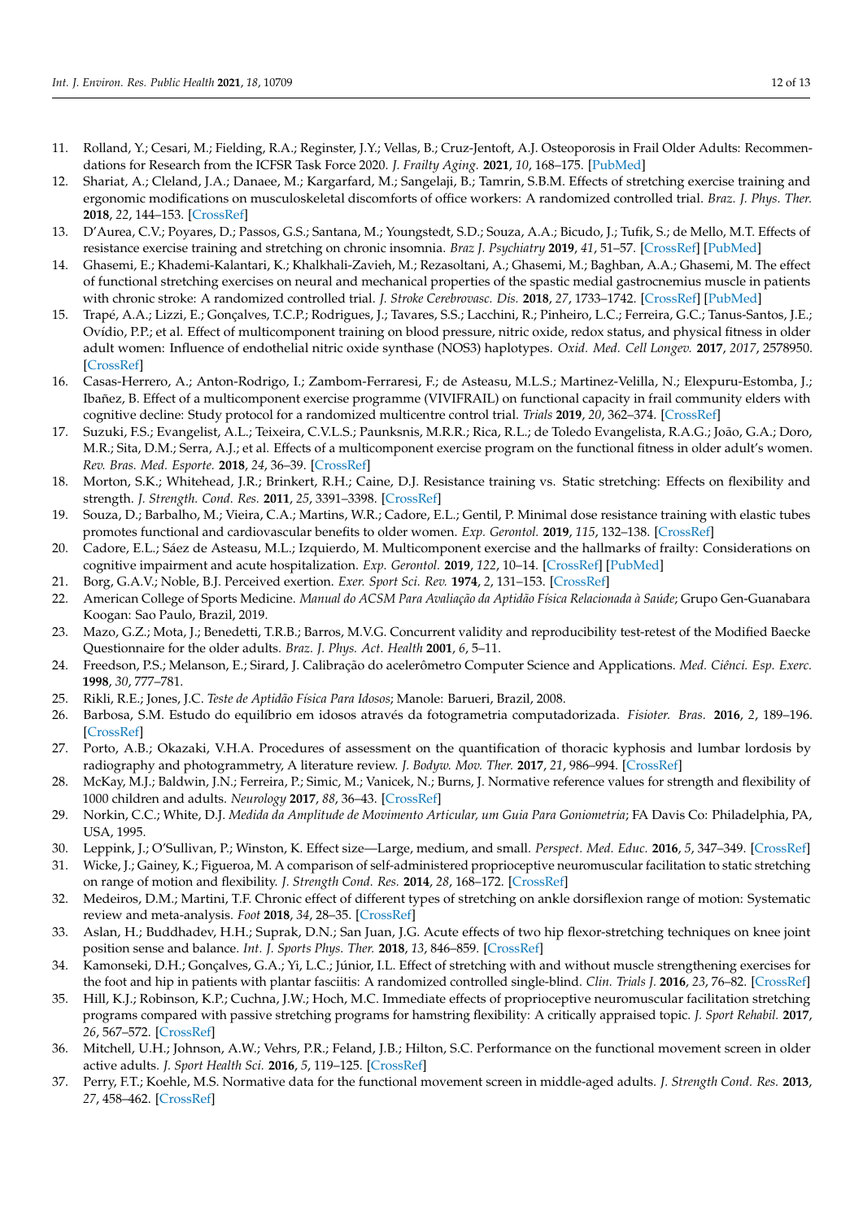11. Rolland, Y.; Cesari, M.; Fielding, R.A.; Reginster, J.Y.; Vellas, B.; Cruz-Jentoft, A.J. Osteoporosis in Frail Older Adults: Recommendations for Research from the ICFSR Task Force 2020. *J. Frailty Aging.* **2021**, *10*, 168–175. [PubMed]
12. Shariat, A.; Cleland, J.A.; Danaee, M.; Kargarfard, M.; Sangelaji, B.; Tamrin, S.B.M. Effects of stretching exercise training and ergonomic modifications on musculoskeletal discomforts of office workers: A randomized controlled trial. *Braz. J. Phys. Ther.* **2018**, *22*, 144–153. [CrossRef]
13. D'Aurea, C.V.; Poyares, D.; Passos, G.S.; Santana, M.; Youngstedt, S.D.; Souza, A.A.; Bicudo, J.; Tufik, S.; de Mello, M.T. Effects of resistance exercise training and stretching on chronic insomnia. *Braz J. Psychiatry* **2019**, *41*, 51–57. [CrossRef] [PubMed]
14. Ghasemi, E.; Khademi-Kalantari, K.; Khalkhali-Zavieh, M.; Rezasoltani, A.; Ghasemi, M.; Baghban, A.A.; Ghasemi, M. The effect of functional stretching exercises on neural and mechanical properties of the spastic medial gastrocnemius muscle in patients with chronic stroke: A randomized controlled trial. *J. Stroke Cerebrovasc. Dis.* **2018**, *27*, 1733–1742. [CrossRef] [PubMed]
15. Trapé, A.A.; Lizzi, E.; Gonçalves, T.C.P.; Rodrigues, J.; Tavares, S.S.; Lacchini, R.; Pinheiro, L.C.; Ferreira, G.C.; Tanus-Santos, J.E.; Ovídio, P.P.; et al. Effect of multicomponent training on blood pressure, nitric oxide, redox status, and physical fitness in older adult women: Influence of endothelial nitric oxide synthase (NOS3) haplotypes. *Oxid. Med. Cell Longev.* **2017**, *2017*, 2578950. [CrossRef]
16. Casas-Herrero, A.; Anton-Rodrigo, I.; Zambom-Ferraresi, F.; de Asteasu, M.L.S.; Martinez-Velilla, N.; Elexpuru-Estomba, J.; Ibañez, B. Effect of a multicomponent exercise programme (VIVIFRAIL) on functional capacity in frail community elders with cognitive decline: Study protocol for a randomized multicentre control trial. *Trials* **2019**, *20*, 362–374. [CrossRef]
17. Suzuki, F.S.; Evangelist, A.L.; Teixeira, C.V.L.S.; Paunksnis, M.R.R.; Rica, R.L.; de Toledo Evangelista, R.A.G.; João, G.A.; Doro, M.R.; Sita, D.M.; Serra, A.J.; et al. Effects of a multicomponent exercise program on the functional fitness in older adult's women. *Rev. Bras. Med. Esporte.* **2018**, *24*, 36–39. [CrossRef]
18. Morton, S.K.; Whitehead, J.R.; Brinkert, R.H.; Caine, D.J. Resistance training vs. Static stretching: Effects on flexibility and strength. *J. Strength. Cond. Res.* **2011**, *25*, 3391–3398. [CrossRef]
19. Souza, D.; Barbalho, M.; Vieira, C.A.; Martins, W.R.; Cadore, E.L.; Gentil, P. Minimal dose resistance training with elastic tubes promotes functional and cardiovascular benefits to older women. *Exp. Gerontol.* **2019**, *115*, 132–138. [CrossRef]
20. Cadore, E.L.; Sáez de Asteasu, M.L.; Izquierdo, M. Multicomponent exercise and the hallmarks of frailty: Considerations on cognitive impairment and acute hospitalization. *Exp. Gerontol.* **2019**, *122*, 10–14. [CrossRef] [PubMed]
21. Borg, G.A.V.; Noble, B.J. Perceived exertion. *Exer. Sport Sci. Rev.* **1974**, *2*, 131–153. [CrossRef]
22. American College of Sports Medicine. *Manual do ACSM Para Avaliação da Aptidão Física Relacionada à Saúde*; Grupo Gen-Guanabara Koogan: Sao Paulo, Brazil, 2019.
23. Mazo, G.Z.; Mota, J.; Benedetti, T.R.B.; Barros, M.V.G. Concurrent validity and reproducibility test-retest of the Modified Baecke Questionnaire for the older adults. *Braz. J. Phys. Act. Health* **2001**, *6*, 5–11.
24. Freedson, P.S.; Melanson, E.; Sirard, J. Calibração do acelerômetro Computer Science and Applications. *Med. Ciênci. Esp. Exerc.* **1998**, *30*, 777–781.
25. Rikli, R.E.; Jones, J.C. *Teste de Aptidão Física Para Idosos*; Manole: Barueri, Brazil, 2008.
26. Barbosa, S.M. Estudo do equilíbrio em idosos através da fotogrametria computadorizada. *Fisioter. Bras.* **2016**, *2*, 189–196. [CrossRef]
27. Porto, A.B.; Okazaki, V.H.A. Procedures of assessment on the quantification of thoracic kyphosis and lumbar lordosis by radiography and photogrammetry, A literature review. *J. Bodyw. Mov. Ther.* **2017**, *21*, 986–994. [CrossRef]
28. McKay, M.J.; Baldwin, J.N.; Ferreira, P.; Simic, M.; Vanicek, N.; Burns, J. Normative reference values for strength and flexibility of 1000 children and adults. *Neurology* **2017**, *88*, 36–43. [CrossRef]
29. Norkin, C.C.; White, D.J. *Medida da Amplitude de Movimento Articular, um Guia Para Goniometria*; FA Davis Co: Philadelphia, PA, USA, 1995.
30. Leppink, J.; O'Sullivan, P.; Winston, K. Effect size—Large, medium, and small. *Perspect. Med. Educ.* **2016**, *5*, 347–349. [CrossRef]
31. Wicke, J.; Gainey, K.; Figueroa, M. A comparison of self-administered proprioceptive neuromuscular facilitation to static stretching on range of motion and flexibility. *J. Strength Cond. Res.* **2014**, *28*, 168–172. [CrossRef]
32. Medeiros, D.M.; Martini, T.F. Chronic effect of different types of stretching on ankle dorsiflexion range of motion: Systematic review and meta-analysis. *Foot* **2018**, *34*, 28–35. [CrossRef]
33. Aslan, H.; Buddhadev, H.H.; Suprak, D.N.; San Juan, J.G. Acute effects of two hip flexor-stretching techniques on knee joint position sense and balance. *Int. J. Sports Phys. Ther.* **2018**, *13*, 846–859. [CrossRef]
34. Kamonseki, D.H.; Gonçalves, G.A.; Yi, L.C.; Júnior, I.L. Effect of stretching with and without muscle strengthening exercises for the foot and hip in patients with plantar fasciitis: A randomized controlled single-blind. *Clin. Trials J.* **2016**, *23*, 76–82. [CrossRef]
35. Hill, K.J.; Robinson, K.P.; Cuchna, J.W.; Hoch, M.C. Immediate effects of proprioceptive neuromuscular facilitation stretching programs compared with passive stretching programs for hamstring flexibility: A critically appraised topic. *J. Sport Rehabil.* **2017**, *26*, 567–572. [CrossRef]
36. Mitchell, U.H.; Johnson, A.W.; Vehrs, P.R.; Feland, J.B.; Hilton, S.C. Performance on the functional movement screen in older active adults. *J. Sport Health Sci.* **2016**, *5*, 119–125. [CrossRef]
37. Perry, F.T.; Koehle, M.S. Normative data for the functional movement screen in middle-aged adults. *J. Strength Cond. Res.* **2013**, *27*, 458–462. [CrossRef]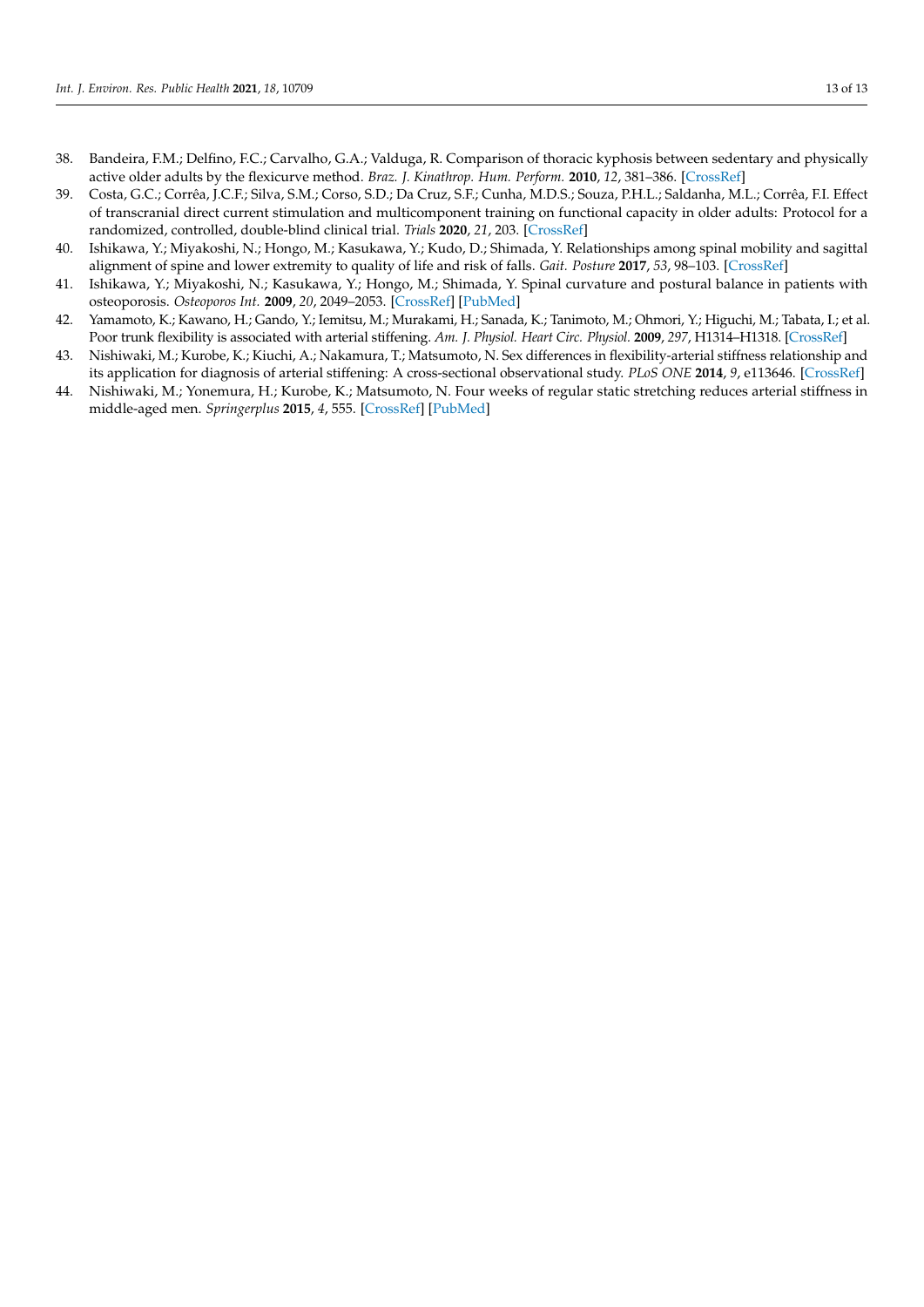38. Bandeira, F.M.; Delfino, F.C.; Carvalho, G.A.; Valduga, R. Comparison of thoracic kyphosis between sedentary and physically active older adults by the flexicurve method. *Braz. J. Kinathrop. Hum. Perform.* **2010**, *12*, 381–386. [CrossRef]
39. Costa, G.C.; Corrêa, J.C.F.; Silva, S.M.; Corso, S.D.; Da Cruz, S.F.; Cunha, M.D.S.; Souza, P.H.L.; Saldanha, M.L.; Corrêa, F.I. Effect of transcranial direct current stimulation and multicomponent training on functional capacity in older adults: Protocol for a randomized, controlled, double-blind clinical trial. *Trials* **2020**, *21*, 203. [CrossRef]
40. Ishikawa, Y.; Miyakoshi, N.; Hongo, M.; Kasukawa, Y.; Kudo, D.; Shimada, Y. Relationships among spinal mobility and sagittal alignment of spine and lower extremity to quality of life and risk of falls. *Gait. Posture* **2017**, *53*, 98–103. [CrossRef]
41. Ishikawa, Y.; Miyakoshi, N.; Kasukawa, Y.; Hongo, M.; Shimada, Y. Spinal curvature and postural balance in patients with osteoporosis. *Osteoporos Int.* **2009**, *20*, 2049–2053. [CrossRef] [PubMed]
42. Yamamoto, K.; Kawano, H.; Gando, Y.; Iemitsu, M.; Murakami, H.; Sanada, K.; Tanimoto, M.; Ohmori, Y.; Higuchi, M.; Tabata, I.; et al. Poor trunk flexibility is associated with arterial stiffening. *Am. J. Physiol. Heart Circ. Physiol.* **2009**, *297*, H1314–H1318. [CrossRef]
43. Nishiwaki, M.; Kurobe, K.; Kiuchi, A.; Nakamura, T.; Matsumoto, N. Sex differences in flexibility-arterial stiffness relationship and its application for diagnosis of arterial stiffening: A cross-sectional observational study. *PLoS ONE* **2014**, *9*, e113646. [CrossRef]
44. Nishiwaki, M.; Yonemura, H.; Kurobe, K.; Matsumoto, N. Four weeks of regular static stretching reduces arterial stiffness in middle-aged men. *Springerplus* **2015**, *4*, 555. [CrossRef] [PubMed]